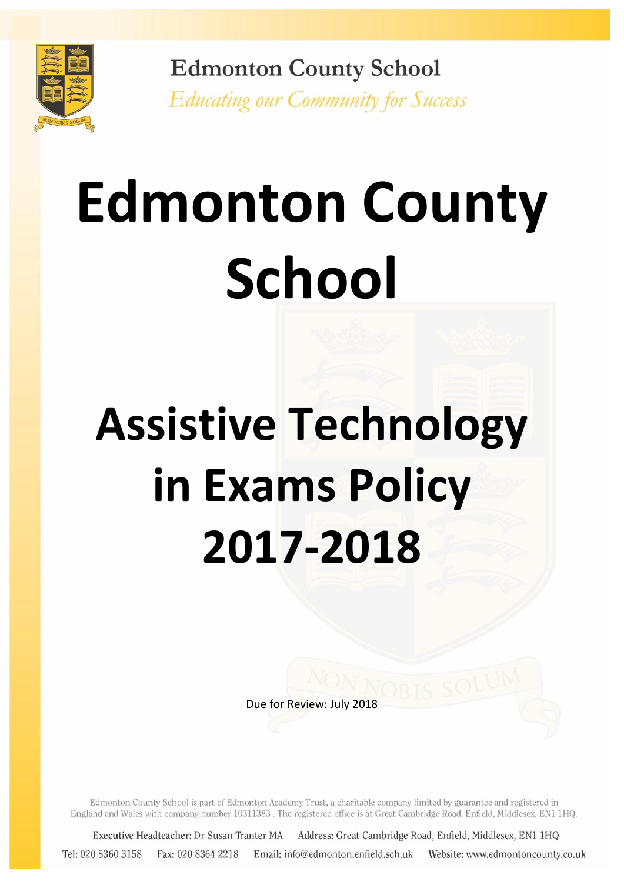Edmonton County School

*Educating our Community for Success*

# Edmonton County School

# Assistive Technology in Exams Policy 2017-2018

Due for Review: July 2018

Edmonton County School is part of Edmonton Academy Trust, a charitable company limited by guarantee and registered in England and Wales with company number 10311383 . The registered office is at Great Cambridge Road, Enfield, Middlesex, EN1 1HQ.

**Executive Headteacher:** Dr Susan Tranter MA **Address:** Great Cambridge Road, Enfield, Middlesex, EN1 1HQ

**Tel:** 020 8360 3158 **Fax:** 020 8364 2218 **Email:** info@edmonton.enfield.sch.uk **Website:** www.edmontoncounty.co.uk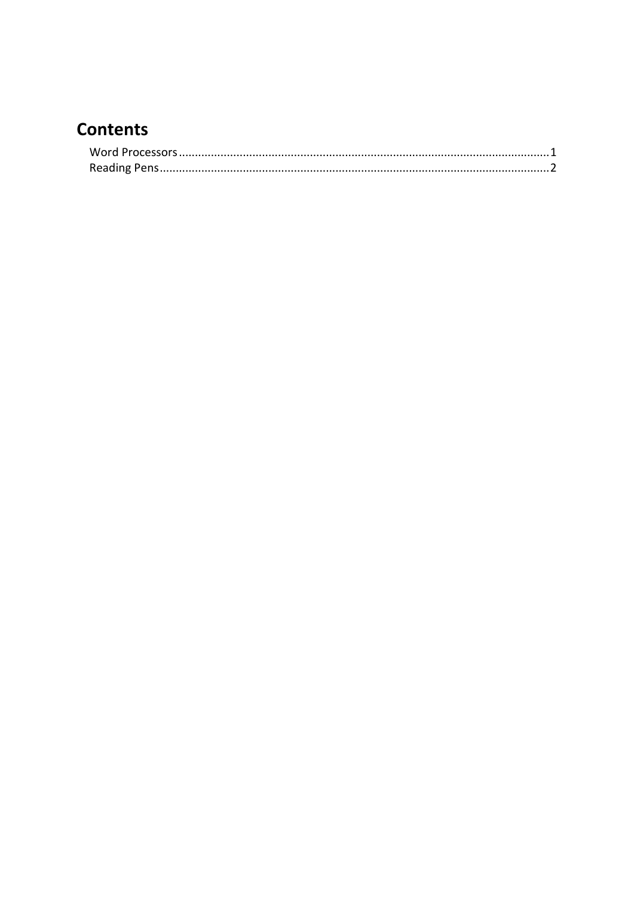# Contents

Word Processors ........................................................................................................................ 1

Reading Pens ............................................................................................................................. 2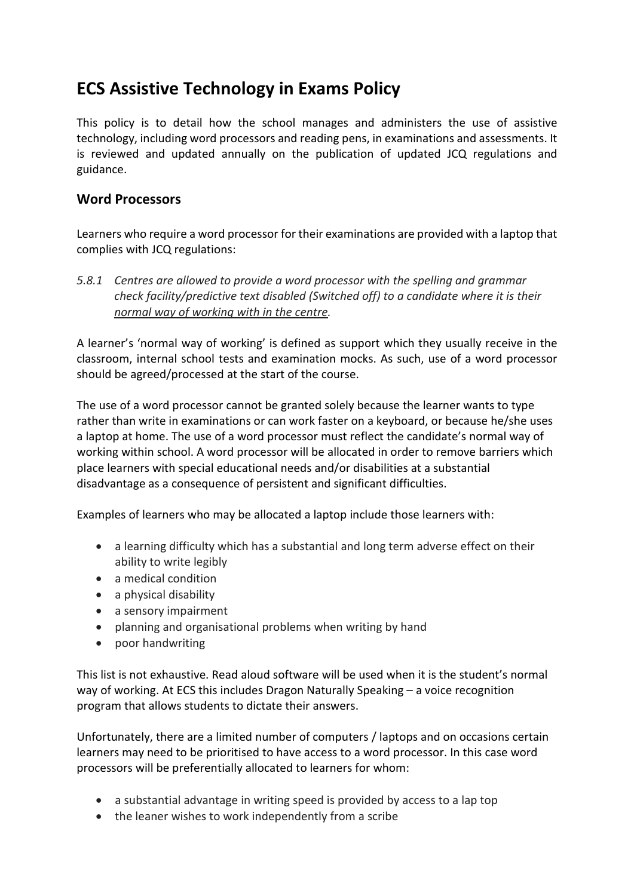# ECS Assistive Technology in Exams Policy

This policy is to detail how the school manages and administers the use of assistive technology, including word processors and reading pens, in examinations and assessments. It is reviewed and updated annually on the publication of updated JCQ regulations and guidance.

## Word Processors

Learners who require a word processor for their examinations are provided with a laptop that complies with JCQ regulations:

*5.8.1 Centres are allowed to provide a word processor with the spelling and grammar check facility/predictive text disabled (Switched off) to a candidate where it is their <u>normal way of working with in the centre</u>.*

A learner's 'normal way of working' is defined as support which they usually receive in the classroom, internal school tests and examination mocks. As such, use of a word processor should be agreed/processed at the start of the course.

The use of a word processor cannot be granted solely because the learner wants to type rather than write in examinations or can work faster on a keyboard, or because he/she uses a laptop at home. The use of a word processor must reflect the candidate's normal way of working within school. A word processor will be allocated in order to remove barriers which place learners with special educational needs and/or disabilities at a substantial disadvantage as a consequence of persistent and significant difficulties.

Examples of learners who may be allocated a laptop include those learners with:

- a learning difficulty which has a substantial and long term adverse effect on their ability to write legibly
- a medical condition
- a physical disability
- a sensory impairment
- planning and organisational problems when writing by hand
- poor handwriting

This list is not exhaustive. Read aloud software will be used when it is the student's normal way of working. At ECS this includes Dragon Naturally Speaking – a voice recognition program that allows students to dictate their answers.

Unfortunately, there are a limited number of computers / laptops and on occasions certain learners may need to be prioritised to have access to a word processor. In this case word processors will be preferentially allocated to learners for whom:

- a substantial advantage in writing speed is provided by access to a lap top
- the leaner wishes to work independently from a scribe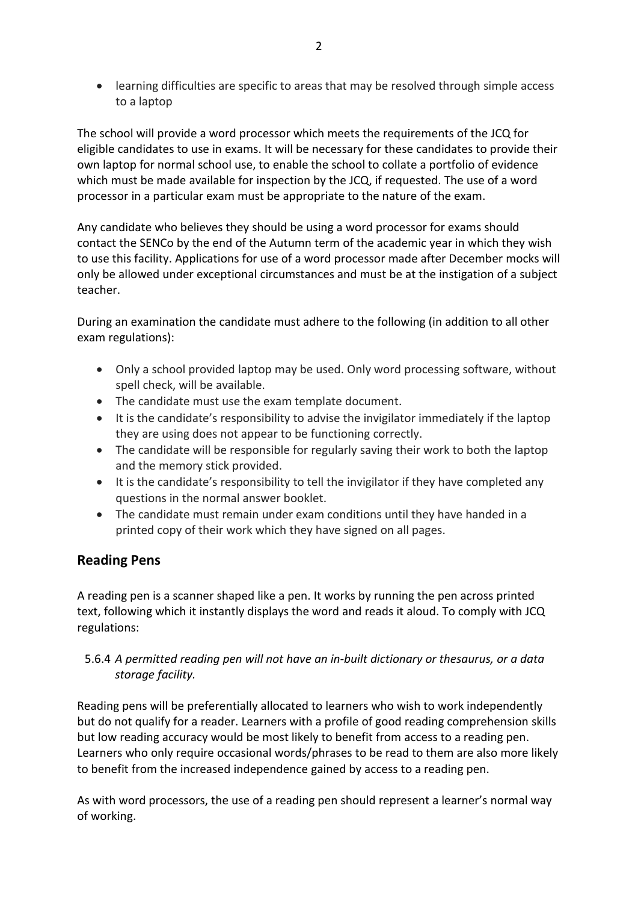- learning difficulties are specific to areas that may be resolved through simple access to a laptop

The school will provide a word processor which meets the requirements of the JCQ for eligible candidates to use in exams. It will be necessary for these candidates to provide their own laptop for normal school use, to enable the school to collate a portfolio of evidence which must be made available for inspection by the JCQ, if requested. The use of a word processor in a particular exam must be appropriate to the nature of the exam.

Any candidate who believes they should be using a word processor for exams should contact the SENCo by the end of the Autumn term of the academic year in which they wish to use this facility. Applications for use of a word processor made after December mocks will only be allowed under exceptional circumstances and must be at the instigation of a subject teacher.

During an examination the candidate must adhere to the following (in addition to all other exam regulations):

- Only a school provided laptop may be used. Only word processing software, without spell check, will be available.
- The candidate must use the exam template document.
- It is the candidate's responsibility to advise the invigilator immediately if the laptop they are using does not appear to be functioning correctly.
- The candidate will be responsible for regularly saving their work to both the laptop and the memory stick provided.
- It is the candidate's responsibility to tell the invigilator if they have completed any questions in the normal answer booklet.
- The candidate must remain under exam conditions until they have handed in a printed copy of their work which they have signed on all pages.

## Reading Pens

A reading pen is a scanner shaped like a pen. It works by running the pen across printed text, following which it instantly displays the word and reads it aloud. To comply with JCQ regulations:

5.6.4 *A permitted reading pen will not have an in-built dictionary or thesaurus, or a data storage facility.*

Reading pens will be preferentially allocated to learners who wish to work independently but do not qualify for a reader. Learners with a profile of good reading comprehension skills but low reading accuracy would be most likely to benefit from access to a reading pen. Learners who only require occasional words/phrases to be read to them are also more likely to benefit from the increased independence gained by access to a reading pen.

As with word processors, the use of a reading pen should represent a learner's normal way of working.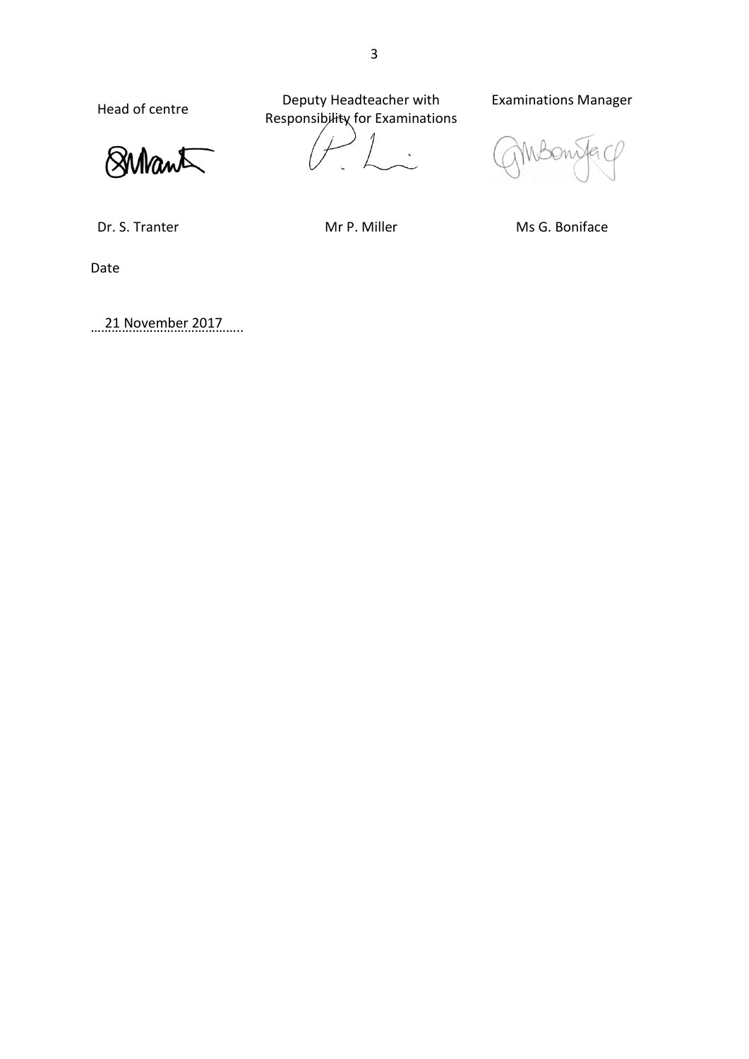| Head of centre | Deputy Headteacher with Responsibility for Examinations | Examinations Manager |
| --- | --- | --- |
| Dr. S. Tranter | Mr P. Miller | Ms G. Boniface |

Date

21 November 2017